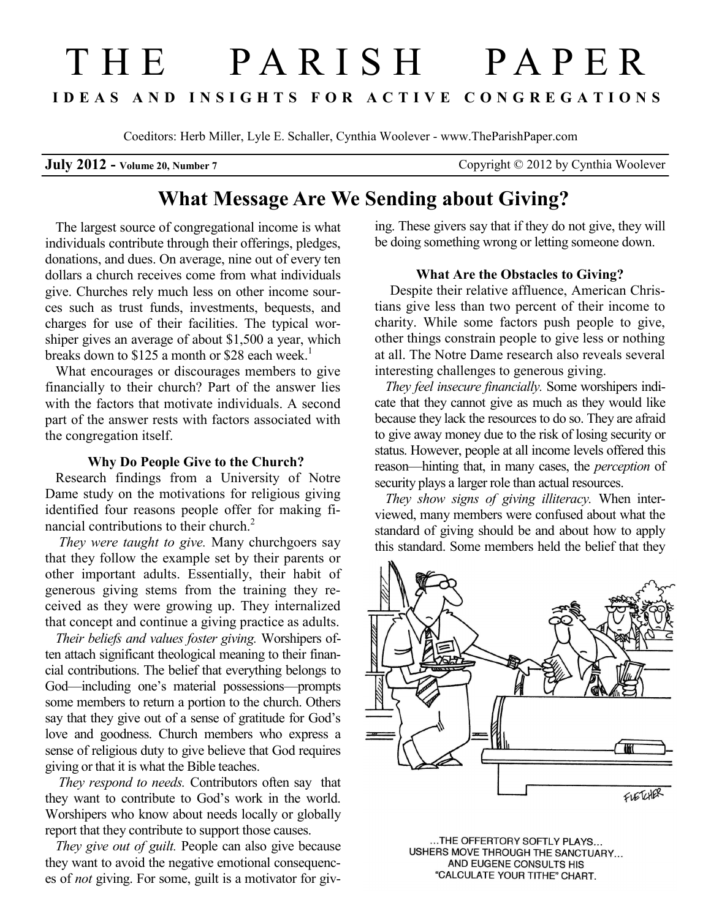# THE PARISH PAPER

**IDEAS AND INSIGHTS FOR ACTIVE CONGREGATIONS**

Coeditors: Herb Miller, Lyle E. Schaller, Cynthia Woolever - www.TheParishPaper.com

**July 2012 - Volume 20, Number 7** Copyright © 2012 by Cynthia Woolever

## What Message Are We Sending about Giving?

The largest source of congregational income is what individuals contribute through their offerings, pledges, donations, and dues. On average, nine out of every ten dollars a church receives come from what individuals give. Churches rely much less on other income sources such as trust funds, investments, bequests, and charges for use of their facilities. The typical worshiper gives an average of about $1,500 a year, which breaks down to $125 a month or $28 each week.[1]

What encourages or discourages members to give financially to their church? Part of the answer lies with the factors that motivate individuals. A second part of the answer rests with factors associated with the congregation itself.

### Why Do People Give to the Church?

Research findings from a University of Notre Dame study on the motivations for religious giving identified four reasons people offer for making financial contributions to their church.[2]

*They were taught to give.* Many churchgoers say that they follow the example set by their parents or other important adults. Essentially, their habit of generous giving stems from the training they received as they were growing up. They internalized that concept and continue a giving practice as adults.

*Their beliefs and values foster giving.* Worshipers often attach significant theological meaning to their financial contributions. The belief that everything belongs to God—including one's material possessions—prompts some members to return a portion to the church. Others say that they give out of a sense of gratitude for God's love and goodness. Church members who express a sense of religious duty to give believe that God requires giving or that it is what the Bible teaches.

*They respond to needs.* Contributors often say that they want to contribute to God's work in the world. Worshipers who know about needs locally or globally report that they contribute to support those causes.

*They give out of guilt.* People can also give because they want to avoid the negative emotional consequences of *not* giving. For some, guilt is a motivator for giving. These givers say that if they do not give, they will be doing something wrong or letting someone down.

### What Are the Obstacles to Giving?

Despite their relative affluence, American Christians give less than two percent of their income to charity. While some factors push people to give, other things constrain people to give less or nothing at all. The Notre Dame research also reveals several interesting challenges to generous giving.

*They feel insecure financially.* Some worshipers indicate that they cannot give as much as they would like because they lack the resources to do so. They are afraid to give away money due to the risk of losing security or status. However, people at all income levels offered this reason—hinting that, in many cases, the *perception* of security plays a larger role than actual resources.

*They show signs of giving illiteracy.* When interviewed, many members were confused about what the standard of giving should be and about how to apply this standard. Some members held the belief that they

...THE OFFERTORY SOFTLY PLAYS... USHERS MOVE THROUGH THE SANCTUARY... AND EUGENE CONSULTS HIS "CALCULATE YOUR TITHE" CHART.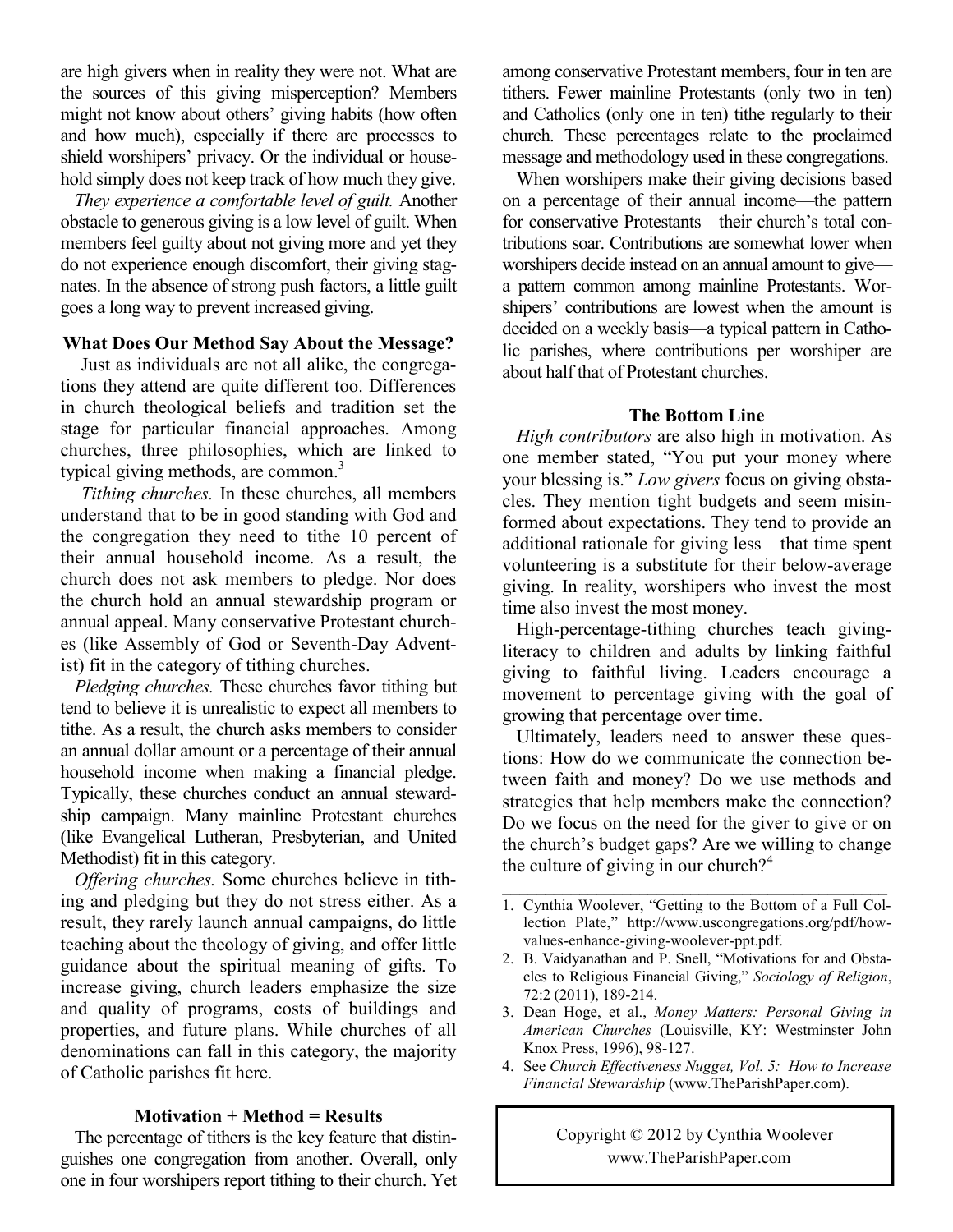are high givers when in reality they were not. What are the sources of this giving misperception? Members might not know about others' giving habits (how often and how much), especially if there are processes to shield worshipers' privacy. Or the individual or household simply does not keep track of how much they give.

*They experience a comfortable level of guilt.* Another obstacle to generous giving is a low level of guilt. When members feel guilty about not giving more and yet they do not experience enough discomfort, their giving stagnates. In the absence of strong push factors, a little guilt goes a long way to prevent increased giving.

### What Does Our Method Say About the Message?

Just as individuals are not all alike, the congregations they attend are quite different too. Differences in church theological beliefs and tradition set the stage for particular financial approaches. Among churches, three philosophies, which are linked to typical giving methods, are common.[3]

*Tithing churches.* In these churches, all members understand that to be in good standing with God and the congregation they need to tithe 10 percent of their annual household income. As a result, the church does not ask members to pledge. Nor does the church hold an annual stewardship program or annual appeal. Many conservative Protestant churches (like Assembly of God or Seventh-Day Adventist) fit in the category of tithing churches.

*Pledging churches.* These churches favor tithing but tend to believe it is unrealistic to expect all members to tithe. As a result, the church asks members to consider an annual dollar amount or a percentage of their annual household income when making a financial pledge. Typically, these churches conduct an annual stewardship campaign. Many mainline Protestant churches (like Evangelical Lutheran, Presbyterian, and United Methodist) fit in this category.

*Offering churches.* Some churches believe in tithing and pledging but they do not stress either. As a result, they rarely launch annual campaigns, do little teaching about the theology of giving, and offer little guidance about the spiritual meaning of gifts. To increase giving, church leaders emphasize the size and quality of programs, costs of buildings and properties, and future plans. While churches of all denominations can fall in this category, the majority of Catholic parishes fit here.

### Motivation + Method = Results

The percentage of tithers is the key feature that distinguishes one congregation from another. Overall, only one in four worshipers report tithing to their church. Yet among conservative Protestant members, four in ten are tithers. Fewer mainline Protestants (only two in ten) and Catholics (only one in ten) tithe regularly to their church. These percentages relate to the proclaimed message and methodology used in these congregations.

When worshipers make their giving decisions based on a percentage of their annual income—the pattern for conservative Protestants—their church's total contributions soar. Contributions are somewhat lower when worshipers decide instead on an annual amount to give—a pattern common among mainline Protestants. Worshipers' contributions are lowest when the amount is decided on a weekly basis—a typical pattern in Catholic parishes, where contributions per worshiper are about half that of Protestant churches.

### The Bottom Line

*High contributors* are also high in motivation. As one member stated, "You put your money where your blessing is." *Low givers* focus on giving obstacles. They mention tight budgets and seem misinformed about expectations. They tend to provide an additional rationale for giving less—that time spent volunteering is a substitute for their below-average giving. In reality, worshipers who invest the most time also invest the most money.

High-percentage-tithing churches teach giving-literacy to children and adults by linking faithful giving to faithful living. Leaders encourage a movement to percentage giving with the goal of growing that percentage over time.

Ultimately, leaders need to answer these questions: How do we communicate the connection between faith and money? Do we use methods and strategies that help members make the connection? Do we focus on the need for the giver to give or on the church's budget gaps? Are we willing to change the culture of giving in our church?[4]

---

1. Cynthia Woolever, "Getting to the Bottom of a Full Collection Plate," http://www.uscongregations.org/pdf/how-values-enhance-giving-woolever-ppt.pdf.
2. B. Vaidyanathan and P. Snell, "Motivations for and Obstacles to Religious Financial Giving," *Sociology of Religion*, 72:2 (2011), 189-214.
3. Dean Hoge, et al., *Money Matters: Personal Giving in American Churches* (Louisville, KY: Westminster John Knox Press, 1996), 98-127.
4. See *Church Effectiveness Nugget, Vol. 5: How to Increase Financial Stewardship* (www.TheParishPaper.com).

Copyright © 2012 by Cynthia Woolever
www.TheParishPaper.com